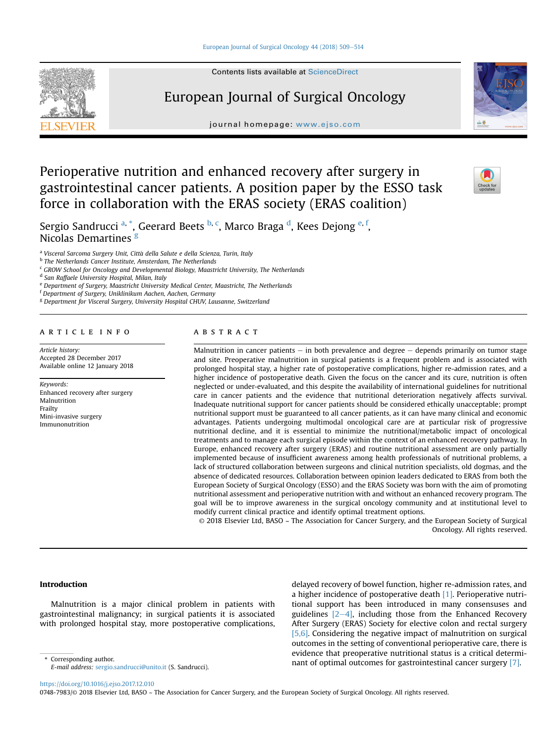Contents lists available at ScienceDirect

# European Journal of Surgical Oncology

journal homepage: www.ejso.com

# Perioperative nutrition and enhanced recovery after surgery in gastrointestinal cancer patients. A position paper by the ESSO task force in collaboration with the ERAS society (ERAS coalition)

Sergio Sandrucci [a, *], Geerard Beets [b, c], Marco Braga [d], Kees Dejong [e, f], Nicolas Demartines [g]

[a] Visceral Sarcoma Surgery Unit, Città della Salute e della Scienza, Turin, Italy
[b] The Netherlands Cancer Institute, Amsterdam, The Netherlands
[c] GROW School for Oncology and Developmental Biology, Maastricht University, The Netherlands
[d] San Raffaele University Hospital, Milan, Italy
[e] Department of Surgery, Maastricht University Medical Center, Maastricht, The Netherlands
[f] Department of Surgery, Uniklinikum Aachen, Aachen, Germany
[g] Department for Visceral Surgery, University Hospital CHUV, Lausanne, Switzerland

## ARTICLE INFO

*Article history:*
Accepted 28 December 2017
Available online 12 January 2018

*Keywords:*
Enhanced recovery after surgery
Malnutrition
Frailty
Mini-invasive surgery
Immunonutrition

## ABSTRACT

Malnutrition in cancer patients — in both prevalence and degree — depends primarily on tumor stage and site. Preoperative malnutrition in surgical patients is a frequent problem and is associated with prolonged hospital stay, a higher rate of postoperative complications, higher re-admission rates, and a higher incidence of postoperative death. Given the focus on the cancer and its cure, nutrition is often neglected or under-evaluated, and this despite the availability of international guidelines for nutritional care in cancer patients and the evidence that nutritional deterioration negatively affects survival. Inadequate nutritional support for cancer patients should be considered ethically unacceptable; prompt nutritional support must be guaranteed to all cancer patients, as it can have many clinical and economic advantages. Patients undergoing multimodal oncological care are at particular risk of progressive nutritional decline, and it is essential to minimize the nutritional/metabolic impact of oncological treatments and to manage each surgical episode within the context of an enhanced recovery pathway. In Europe, enhanced recovery after surgery (ERAS) and routine nutritional assessment are only partially implemented because of insufficient awareness among health professionals of nutritional problems, a lack of structured collaboration between surgeons and clinical nutrition specialists, old dogmas, and the absence of dedicated resources. Collaboration between opinion leaders dedicated to ERAS from both the European Society of Surgical Oncology (ESSO) and the ERAS Society was born with the aim of promoting nutritional assessment and perioperative nutrition with and without an enhanced recovery program. The goal will be to improve awareness in the surgical oncology community and at institutional level to modify current clinical practice and identify optimal treatment options.

© 2018 Elsevier Ltd, BASO ~ The Association for Cancer Surgery, and the European Society of Surgical Oncology. All rights reserved.

## Introduction

Malnutrition is a major clinical problem in patients with gastrointestinal malignancy; in surgical patients it is associated with prolonged hospital stay, more postoperative complications, delayed recovery of bowel function, higher re-admission rates, and a higher incidence of postoperative death [1]. Perioperative nutritional support has been introduced in many consensuses and guidelines [2–4], including those from the Enhanced Recovery After Surgery (ERAS) Society for elective colon and rectal surgery [5,6]. Considering the negative impact of malnutrition on surgical outcomes in the setting of conventional perioperative care, there is evidence that preoperative nutritional status is a critical determinant of optimal outcomes for gastrointestinal cancer surgery [7].

* Corresponding author.
*E-mail address:* sergio.sandrucci@unito.it (S. Sandrucci).

https://doi.org/10.1016/j.ejso.2017.12.010
0748-7983/© 2018 Elsevier Ltd, BASO ~ The Association for Cancer Surgery, and the European Society of Surgical Oncology. All rights reserved.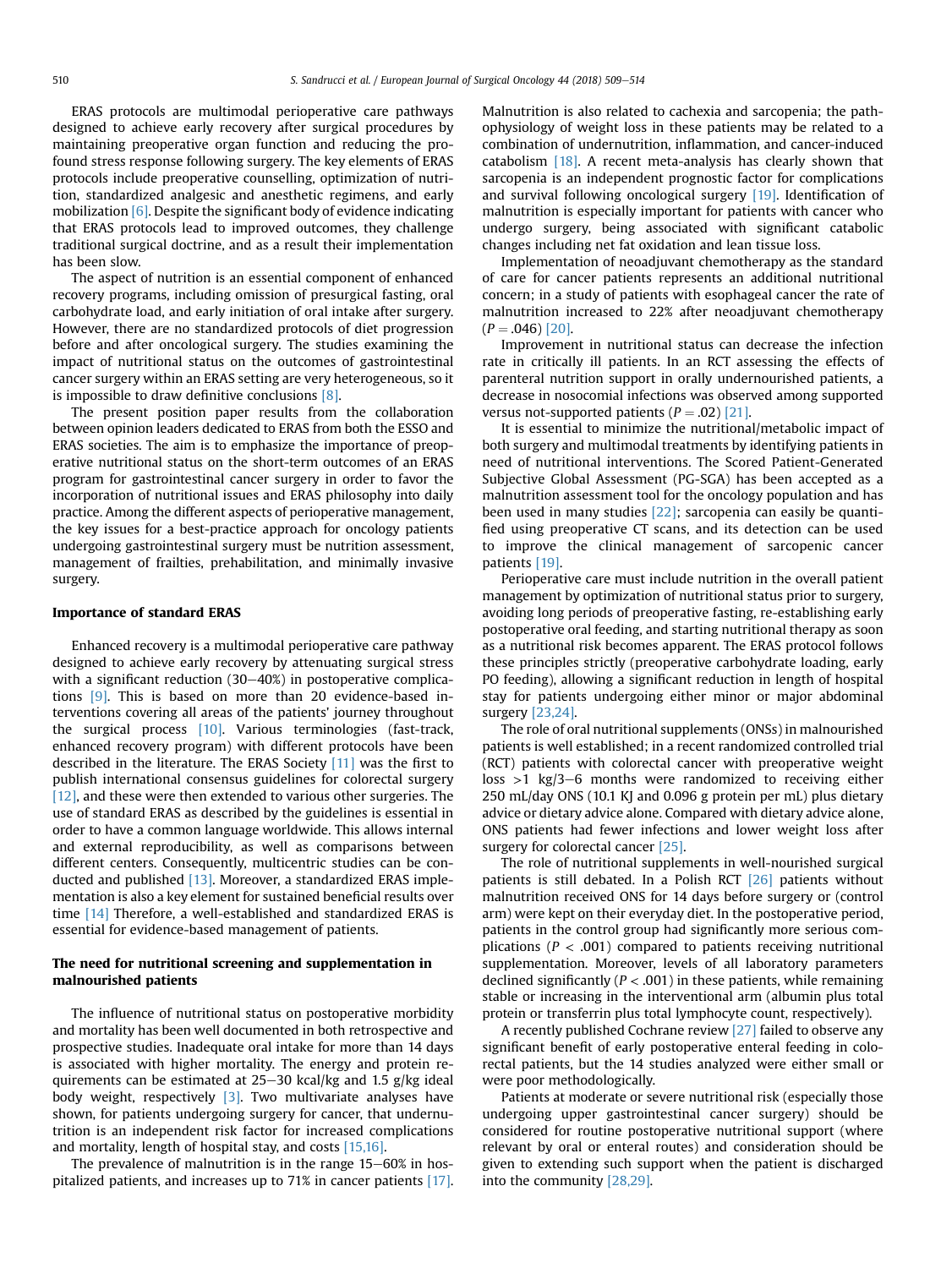ERAS protocols are multimodal perioperative care pathways designed to achieve early recovery after surgical procedures by maintaining preoperative organ function and reducing the profound stress response following surgery. The key elements of ERAS protocols include preoperative counselling, optimization of nutrition, standardized analgesic and anesthetic regimens, and early mobilization [6]. Despite the significant body of evidence indicating that ERAS protocols lead to improved outcomes, they challenge traditional surgical doctrine, and as a result their implementation has been slow.

The aspect of nutrition is an essential component of enhanced recovery programs, including omission of presurgical fasting, oral carbohydrate load, and early initiation of oral intake after surgery. However, there are no standardized protocols of diet progression before and after oncological surgery. The studies examining the impact of nutritional status on the outcomes of gastrointestinal cancer surgery within an ERAS setting are very heterogeneous, so it is impossible to draw definitive conclusions [8].

The present position paper results from the collaboration between opinion leaders dedicated to ERAS from both the ESSO and ERAS societies. The aim is to emphasize the importance of preoperative nutritional status on the short-term outcomes of an ERAS program for gastrointestinal cancer surgery in order to favor the incorporation of nutritional issues and ERAS philosophy into daily practice. Among the different aspects of perioperative management, the key issues for a best-practice approach for oncology patients undergoing gastrointestinal surgery must be nutrition assessment, management of frailties, prehabilitation, and minimally invasive surgery.

## Importance of standard ERAS

Enhanced recovery is a multimodal perioperative care pathway designed to achieve early recovery by attenuating surgical stress with a significant reduction (30–40%) in postoperative complications [9]. This is based on more than 20 evidence-based interventions covering all areas of the patients' journey throughout the surgical process [10]. Various terminologies (fast-track, enhanced recovery program) with different protocols have been described in the literature. The ERAS Society [11] was the first to publish international consensus guidelines for colorectal surgery [12], and these were then extended to various other surgeries. The use of standard ERAS as described by the guidelines is essential in order to have a common language worldwide. This allows internal and external reproducibility, as well as comparisons between different centers. Consequently, multicentric studies can be conducted and published [13]. Moreover, a standardized ERAS implementation is also a key element for sustained beneficial results over time [14] Therefore, a well-established and standardized ERAS is essential for evidence-based management of patients.

## The need for nutritional screening and supplementation in malnourished patients

The influence of nutritional status on postoperative morbidity and mortality has been well documented in both retrospective and prospective studies. Inadequate oral intake for more than 14 days is associated with higher mortality. The energy and protein requirements can be estimated at 25–30 kcal/kg and 1.5 g/kg ideal body weight, respectively [3]. Two multivariate analyses have shown, for patients undergoing surgery for cancer, that undernutrition is an independent risk factor for increased complications and mortality, length of hospital stay, and costs [15,16].

The prevalence of malnutrition is in the range 15–60% in hospitalized patients, and increases up to 71% in cancer patients [17]. Malnutrition is also related to cachexia and sarcopenia; the pathophysiology of weight loss in these patients may be related to a combination of undernutrition, inflammation, and cancer-induced catabolism [18]. A recent meta-analysis has clearly shown that sarcopenia is an independent prognostic factor for complications and survival following oncological surgery [19]. Identification of malnutrition is especially important for patients with cancer who undergo surgery, being associated with significant catabolic changes including net fat oxidation and lean tissue loss.

Implementation of neoadjuvant chemotherapy as the standard of care for cancer patients represents an additional nutritional concern; in a study of patients with esophageal cancer the rate of malnutrition increased to 22% after neoadjuvant chemotherapy ($P = .046$) [20].

Improvement in nutritional status can decrease the infection rate in critically ill patients. In an RCT assessing the effects of parenteral nutrition support in orally undernourished patients, a decrease in nosocomial infections was observed among supported versus not-supported patients ($P = .02$) [21].

It is essential to minimize the nutritional/metabolic impact of both surgery and multimodal treatments by identifying patients in need of nutritional interventions. The Scored Patient-Generated Subjective Global Assessment (PG-SGA) has been accepted as a malnutrition assessment tool for the oncology population and has been used in many studies [22]; sarcopenia can easily be quantified using preoperative CT scans, and its detection can be used to improve the clinical management of sarcopenic cancer patients [19].

Perioperative care must include nutrition in the overall patient management by optimization of nutritional status prior to surgery, avoiding long periods of preoperative fasting, re-establishing early postoperative oral feeding, and starting nutritional therapy as soon as a nutritional risk becomes apparent. The ERAS protocol follows these principles strictly (preoperative carbohydrate loading, early PO feeding), allowing a significant reduction in length of hospital stay for patients undergoing either minor or major abdominal surgery [23,24].

The role of oral nutritional supplements (ONSs) in malnourished patients is well established; in a recent randomized controlled trial (RCT) patients with colorectal cancer with preoperative weight loss >1 kg/3–6 months were randomized to receiving either 250 mL/day ONS (10.1 KJ and 0.096 g protein per mL) plus dietary advice or dietary advice alone. Compared with dietary advice alone, ONS patients had fewer infections and lower weight loss after surgery for colorectal cancer [25].

The role of nutritional supplements in well-nourished surgical patients is still debated. In a Polish RCT [26] patients without malnutrition received ONS for 14 days before surgery or (control arm) were kept on their everyday diet. In the postoperative period, patients in the control group had significantly more serious complications ($P < .001$) compared to patients receiving nutritional supplementation. Moreover, levels of all laboratory parameters declined significantly ($P < .001$) in these patients, while remaining stable or increasing in the interventional arm (albumin plus total protein or transferrin plus total lymphocyte count, respectively).

A recently published Cochrane review [27] failed to observe any significant benefit of early postoperative enteral feeding in colorectal patients, but the 14 studies analyzed were either small or were poor methodologically.

Patients at moderate or severe nutritional risk (especially those undergoing upper gastrointestinal cancer surgery) should be considered for routine postoperative nutritional support (where relevant by oral or enteral routes) and consideration should be given to extending such support when the patient is discharged into the community [28,29].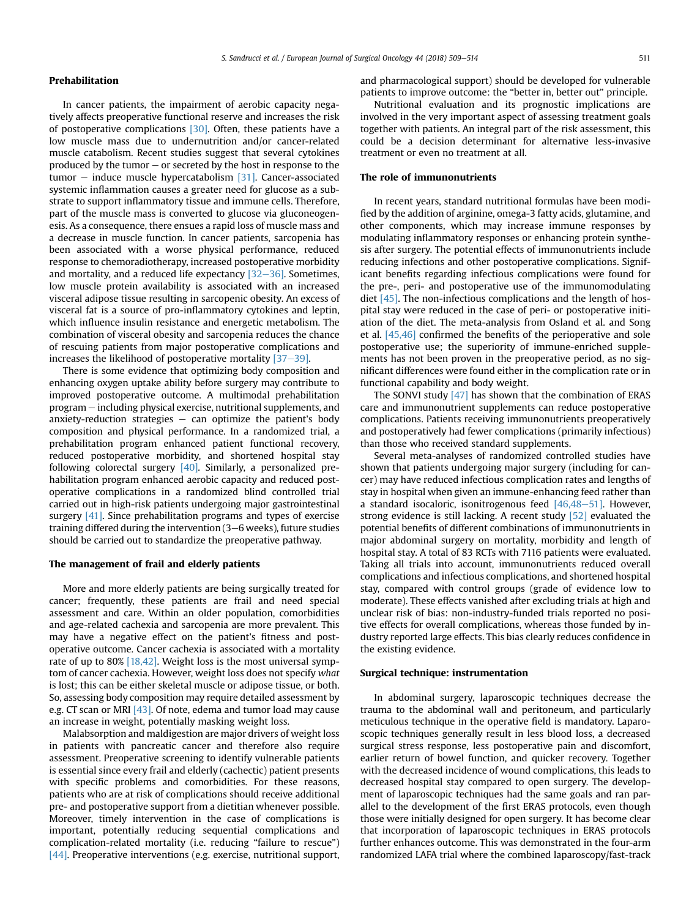## Prehabilitation

In cancer patients, the impairment of aerobic capacity negatively affects preoperative functional reserve and increases the risk of postoperative complications [30]. Often, these patients have a low muscle mass due to undernutrition and/or cancer-related muscle catabolism. Recent studies suggest that several cytokines produced by the tumor – or secreted by the host in response to the tumor – induce muscle hypercatabolism [31]. Cancer-associated systemic inflammation causes a greater need for glucose as a substrate to support inflammatory tissue and immune cells. Therefore, part of the muscle mass is converted to glucose via gluconeogenesis. As a consequence, there ensues a rapid loss of muscle mass and a decrease in muscle function. In cancer patients, sarcopenia has been associated with a worse physical performance, reduced response to chemoradiotherapy, increased postoperative morbidity and mortality, and a reduced life expectancy [32–36]. Sometimes, low muscle protein availability is associated with an increased visceral adipose tissue resulting in sarcopenic obesity. An excess of visceral fat is a source of pro-inflammatory cytokines and leptin, which influence insulin resistance and energetic metabolism. The combination of visceral obesity and sarcopenia reduces the chance of rescuing patients from major postoperative complications and increases the likelihood of postoperative mortality [37–39].

There is some evidence that optimizing body composition and enhancing oxygen uptake ability before surgery may contribute to improved postoperative outcome. A multimodal prehabilitation program – including physical exercise, nutritional supplements, and anxiety-reduction strategies – can optimize the patient's body composition and physical performance. In a randomized trial, a prehabilitation program enhanced patient functional recovery, reduced postoperative morbidity, and shortened hospital stay following colorectal surgery [40]. Similarly, a personalized prehabilitation program enhanced aerobic capacity and reduced postoperative complications in a randomized blind controlled trial carried out in high-risk patients undergoing major gastrointestinal surgery [41]. Since prehabilitation programs and types of exercise training differed during the intervention (3–6 weeks), future studies should be carried out to standardize the preoperative pathway.

## The management of frail and elderly patients

More and more elderly patients are being surgically treated for cancer; frequently, these patients are frail and need special assessment and care. Within an older population, comorbidities and age-related cachexia and sarcopenia are more prevalent. This may have a negative effect on the patient's fitness and postoperative outcome. Cancer cachexia is associated with a mortality rate of up to 80% [18,42]. Weight loss is the most universal symptom of cancer cachexia. However, weight loss does not specify *what* is lost; this can be either skeletal muscle or adipose tissue, or both. So, assessing body composition may require detailed assessment by e.g. CT scan or MRI [43]. Of note, edema and tumor load may cause an increase in weight, potentially masking weight loss.

Malabsorption and maldigestion are major drivers of weight loss in patients with pancreatic cancer and therefore also require assessment. Preoperative screening to identify vulnerable patients is essential since every frail and elderly (cachectic) patient presents with specific problems and comorbidities. For these reasons, patients who are at risk of complications should receive additional pre- and postoperative support from a dietitian whenever possible. Moreover, timely intervention in the case of complications is important, potentially reducing sequential complications and complication-related mortality (i.e. reducing "failure to rescue") [44]. Preoperative interventions (e.g. exercise, nutritional support, and pharmacological support) should be developed for vulnerable patients to improve outcome: the "better in, better out" principle.

Nutritional evaluation and its prognostic implications are involved in the very important aspect of assessing treatment goals together with patients. An integral part of the risk assessment, this could be a decision determinant for alternative less-invasive treatment or even no treatment at all.

## The role of immunonutrients

In recent years, standard nutritional formulas have been modified by the addition of arginine, omega-3 fatty acids, glutamine, and other components, which may increase immune responses by modulating inflammatory responses or enhancing protein synthesis after surgery. The potential effects of immunonutrients include reducing infections and other postoperative complications. Significant benefits regarding infectious complications were found for the pre-, peri- and postoperative use of the immunomodulating diet [45]. The non-infectious complications and the length of hospital stay were reduced in the case of peri- or postoperative initiation of the diet. The meta-analysis from Osland et al. and Song et al. [45,46] confirmed the benefits of the perioperative and sole postoperative use; the superiority of immune-enriched supplements has not been proven in the preoperative period, as no significant differences were found either in the complication rate or in functional capability and body weight.

The SONVI study [47] has shown that the combination of ERAS care and immunonutrient supplements can reduce postoperative complications. Patients receiving immunonutrients preoperatively and postoperatively had fewer complications (primarily infectious) than those who received standard supplements.

Several meta-analyses of randomized controlled studies have shown that patients undergoing major surgery (including for cancer) may have reduced infectious complication rates and lengths of stay in hospital when given an immune-enhancing feed rather than a standard isocaloric, isonitrogenous feed [46,48–51]. However, strong evidence is still lacking. A recent study [52] evaluated the potential benefits of different combinations of immunonutrients in major abdominal surgery on mortality, morbidity and length of hospital stay. A total of 83 RCTs with 7116 patients were evaluated. Taking all trials into account, immunonutrients reduced overall complications and infectious complications, and shortened hospital stay, compared with control groups (grade of evidence low to moderate). These effects vanished after excluding trials at high and unclear risk of bias: non-industry-funded trials reported no positive effects for overall complications, whereas those funded by industry reported large effects. This bias clearly reduces confidence in the existing evidence.

## Surgical technique: instrumentation

In abdominal surgery, laparoscopic techniques decrease the trauma to the abdominal wall and peritoneum, and particularly meticulous technique in the operative field is mandatory. Laparoscopic techniques generally result in less blood loss, a decreased surgical stress response, less postoperative pain and discomfort, earlier return of bowel function, and quicker recovery. Together with the decreased incidence of wound complications, this leads to decreased hospital stay compared to open surgery. The development of laparoscopic techniques had the same goals and ran parallel to the development of the first ERAS protocols, even though those were initially designed for open surgery. It has become clear that incorporation of laparoscopic techniques in ERAS protocols further enhances outcome. This was demonstrated in the four-arm randomized LAFA trial where the combined laparoscopy/fast-track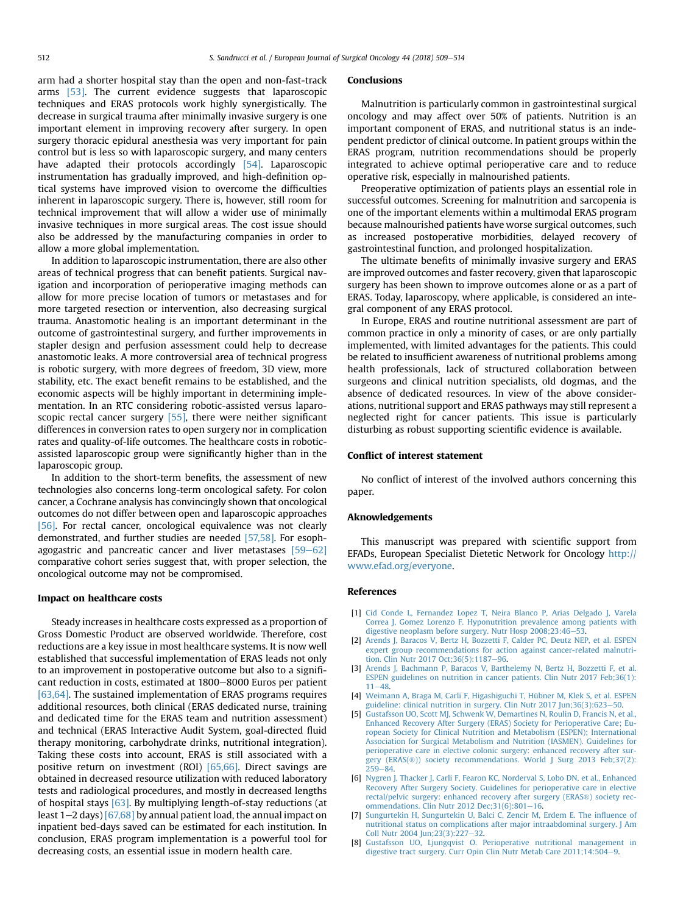arm had a shorter hospital stay than the open and non-fast-track arms [53]. The current evidence suggests that laparoscopic techniques and ERAS protocols work highly synergistically. The decrease in surgical trauma after minimally invasive surgery is one important element in improving recovery after surgery. In open surgery thoracic epidural anesthesia was very important for pain control but is less so with laparoscopic surgery, and many centers have adapted their protocols accordingly [54]. Laparoscopic instrumentation has gradually improved, and high-definition optical systems have improved vision to overcome the difficulties inherent in laparoscopic surgery. There is, however, still room for technical improvement that will allow a wider use of minimally invasive techniques in more surgical areas. The cost issue should also be addressed by the manufacturing companies in order to allow a more global implementation.

In addition to laparoscopic instrumentation, there are also other areas of technical progress that can benefit patients. Surgical navigation and incorporation of perioperative imaging methods can allow for more precise location of tumors or metastases and for more targeted resection or intervention, also decreasing surgical trauma. Anastomotic healing is an important determinant in the outcome of gastrointestinal surgery, and further improvements in stapler design and perfusion assessment could help to decrease anastomotic leaks. A more controversial area of technical progress is robotic surgery, with more degrees of freedom, 3D view, more stability, etc. The exact benefit remains to be established, and the economic aspects will be highly important in determining implementation. In an RTC considering robotic-assisted versus laparoscopic rectal cancer surgery [55], there were neither significant differences in conversion rates to open surgery nor in complication rates and quality-of-life outcomes. The healthcare costs in robotic-assisted laparoscopic group were significantly higher than in the laparoscopic group.

In addition to the short-term benefits, the assessment of new technologies also concerns long-term oncological safety. For colon cancer, a Cochrane analysis has convincingly shown that oncological outcomes do not differ between open and laparoscopic approaches [56]. For rectal cancer, oncological equivalence was not clearly demonstrated, and further studies are needed [57,58]. For esophagogastric and pancreatic cancer and liver metastases [59–62] comparative cohort series suggest that, with proper selection, the oncological outcome may not be compromised.

## Impact on healthcare costs

Steady increases in healthcare costs expressed as a proportion of Gross Domestic Product are observed worldwide. Therefore, cost reductions are a key issue in most healthcare systems. It is now well established that successful implementation of ERAS leads not only to an improvement in postoperative outcome but also to a significant reduction in costs, estimated at 1800–8000 Euros per patient [63,64]. The sustained implementation of ERAS programs requires additional resources, both clinical (ERAS dedicated nurse, training and dedicated time for the ERAS team and nutrition assessment) and technical (ERAS Interactive Audit System, goal-directed fluid therapy monitoring, carbohydrate drinks, nutritional integration). Taking these costs into account, ERAS is still associated with a positive return on investment (ROI) [65,66]. Direct savings are obtained in decreased resource utilization with reduced laboratory tests and radiological procedures, and mostly in decreased lengths of hospital stays [63]. By multiplying length-of-stay reductions (at least 1–2 days) [67,68] by annual patient load, the annual impact on inpatient bed-days saved can be estimated for each institution. In conclusion, ERAS program implementation is a powerful tool for decreasing costs, an essential issue in modern health care.

## Conclusions

Malnutrition is particularly common in gastrointestinal surgical oncology and may affect over 50% of patients. Nutrition is an important component of ERAS, and nutritional status is an independent predictor of clinical outcome. In patient groups within the ERAS program, nutrition recommendations should be properly integrated to achieve optimal perioperative care and to reduce operative risk, especially in malnourished patients.

Preoperative optimization of patients plays an essential role in successful outcomes. Screening for malnutrition and sarcopenia is one of the important elements within a multimodal ERAS program because malnourished patients have worse surgical outcomes, such as increased postoperative morbidities, delayed recovery of gastrointestinal function, and prolonged hospitalization.

The ultimate benefits of minimally invasive surgery and ERAS are improved outcomes and faster recovery, given that laparoscopic surgery has been shown to improve outcomes alone or as a part of ERAS. Today, laparoscopy, where applicable, is considered an integral component of any ERAS protocol.

In Europe, ERAS and routine nutritional assessment are part of common practice in only a minority of cases, or are only partially implemented, with limited advantages for the patients. This could be related to insufficient awareness of nutritional problems among health professionals, lack of structured collaboration between surgeons and clinical nutrition specialists, old dogmas, and the absence of dedicated resources. In view of the above considerations, nutritional support and ERAS pathways may still represent a neglected right for cancer patients. This issue is particularly disturbing as robust supporting scientific evidence is available.

## Conflict of interest statement

No conflict of interest of the involved authors concerning this paper.

## Aknowledgements

This manuscript was prepared with scientific support from EFADs, European Specialist Dietetic Network for Oncology http://www.efad.org/everyone.

## References

[1] Cid Conde L, Fernandez Lopez T, Neira Blanco P, Arias Delgado J, Varela Correa J, Gomez Lorenzo F. Hyponutrition prevalence among patients with digestive neoplasm before surgery. Nutr Hosp 2008;23:46–53.

[2] Arends J, Baracos V, Bertz H, Bozzetti F, Calder PC, Deutz NEP, et al. ESPEN expert group recommendations for action against cancer-related malnutrition. Clin Nutr 2017 Oct;36(5):1187–96.

[3] Arends J, Bachmann P, Baracos V, Barthelemy N, Bertz H, Bozzetti F, et al. ESPEN guidelines on nutrition in cancer patients. Clin Nutr 2017 Feb;36(1): 11–48.

[4] Weimann A, Braga M, Carli F, Higashiguchi T, Hübner M, Klek S, et al. ESPEN guideline: clinical nutrition in surgery. Clin Nutr 2017 Jun;36(3):623–50.

[5] Gustafsson UO, Scott MJ, Schwenk W, Demartines N, Roulin D, Francis N, et al., Enhanced Recovery After Surgery (ERAS) Society for Perioperative Care; European Society for Clinical Nutrition and Metabolism (ESPEN); International Association for Surgical Metabolism and Nutrition (IASMEN). Guidelines for perioperative care in elective colonic surgery: enhanced recovery after surgery (ERAS(®)) society recommendations. World J Surg 2013 Feb;37(2): 259–84.

[6] Nygren J, Thacker J, Carli F, Fearon KC, Norderval S, Lobo DN, et al., Enhanced Recovery After Surgery Society. Guidelines for perioperative care in elective rectal/pelvic surgery: enhanced recovery after surgery (ERAS®) society recommendations. Clin Nutr 2012 Dec;31(6):801–16.

[7] Sungurtekin H, Sungurtekin U, Balci C, Zencir M, Erdem E. The influence of nutritional status on complications after major intraabdominal surgery. J Am Coll Nutr 2004 Jun;23(3):227–32.

[8] Gustafsson UO, Ljungqvist O. Perioperative nutritional management in digestive tract surgery. Curr Opin Clin Nutr Metab Care 2011;14:504–9.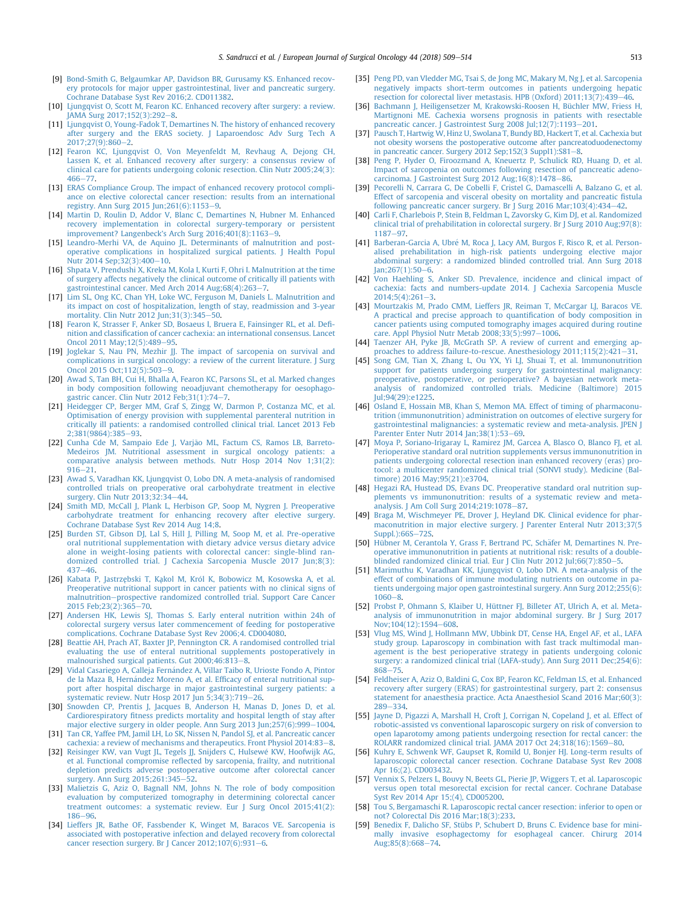[9] Bond-Smith G, Belgaumkar AP, Davidson BR, Gurusamy KS. Enhanced recovery protocols for major upper gastrointestinal, liver and pancreatic surgery. Cochrane Database Syst Rev 2016;2. CD011382.

[10] Ljungqvist O, Scott M, Fearon KC. Enhanced recovery after surgery: a review. JAMA Surg 2017;152(3):292–8.

[11] Ljungqvist O, Young-Fadok T, Demartines N. The history of enhanced recovery after surgery and the ERAS society. J Laparoendosc Adv Surg Tech A 2017;27(9):860–2.

[12] Fearon KC, Ljungqvist O, Von Meyenfeldt M, Revhaug A, Dejong CH, Lassen K, et al. Enhanced recovery after surgery: a consensus review of clinical care for patients undergoing colonic resection. Clin Nutr 2005;24(3):466–77.

[13] ERAS Compliance Group. The impact of enhanced recovery protocol compliance on elective colorectal cancer resection: results from an international registry. Ann Surg 2015 Jun;261(6):1153–9.

[14] Martin D, Roulin D, Addor V, Blanc C, Demartines N, Hubner M. Enhanced recovery implementation in colorectal surgery-temporary or persistent improvement? Langenbeck's Arch Surg 2016;401(8):1163–9.

[15] Leandro-Merhi VA, de Aquino JL. Determinants of malnutrition and postoperative complications in hospitalized surgical patients. J Health Popul Nutr 2014 Sep;32(3):400–10.

[16] Shpata V, Prendushi X, Kreka M, Kola I, Kurti F, Ohri I. Malnutrition at the time of surgery affects negatively the clinical outcome of critically ill patients with gastrointestinal cancer. Med Arch 2014 Aug;68(4):263–7.

[17] Lim SL, Ong KC, Chan YH, Loke WC, Ferguson M, Daniels L. Malnutrition and its impact on cost of hospitalization, length of stay, readmission and 3-year mortality. Clin Nutr 2012 Jun;31(3):345–50.

[18] Fearon K, Strasser F, Anker SD, Bosaeus I, Bruera E, Fainsinger RL, et al. Definition and classification of cancer cachexia: an international consensus. Lancet Oncol 2011 May;12(5):489–95.

[19] Joglekar S, Nau PN, Mezhir JJ. The impact of sarcopenia on survival and complications in surgical oncology: a review of the current literature. J Surg Oncol 2015 Oct;112(5):503–9.

[20] Awad S, Tan BH, Cui H, Bhalla A, Fearon KC, Parsons SL, et al. Marked changes in body composition following neoadjuvant chemotherapy for oesophagogastric cancer. Clin Nutr 2012 Feb;31(1):74–7.

[21] Heidegger CP, Berger MM, Graf S, Zingg W, Darmon P, Costanza MC, et al. Optimisation of energy provision with supplemental parenteral nutrition in critically ill patients: a randomised controlled clinical trial. Lancet 2013 Feb 2;381(9864):385–93.

[22] Cunha Cde M, Sampaio Ede J, Varjão ML, Factum CS, Ramos LB, Barreto-Medeiros JM. Nutritional assessment in surgical oncology patients: a comparative analysis between methods. Nutr Hosp 2014 Nov 1;31(2):916–21.

[23] Awad S, Varadhan KK, Ljungqvist O, Lobo DN. A meta-analysis of randomised controlled trials on preoperative oral carbohydrate treatment in elective surgery. Clin Nutr 2013;32:34–44.

[24] Smith MD, McCall J, Plank L, Herbison GP, Soop M, Nygren J. Preoperative carbohydrate treatment for enhancing recovery after elective surgery. Cochrane Database Syst Rev 2014 Aug 14;8.

[25] Burden ST, Gibson DJ, Lal S, Hill J, Pilling M, Soop M, et al. Pre-operative oral nutritional supplementation with dietary advice versus dietary advice alone in weight-losing patients with colorectal cancer: single-blind randomized controlled trial. J Cachexia Sarcopenia Muscle 2017 Jun;8(3):437–46.

[26] Kabata P, Jastrzębski T, Kąkol M, Król K, Bobowicz M, Kosowska A, et al. Preoperative nutritional support in cancer patients with no clinical signs of malnutrition—prospective randomized controlled trial. Support Care Cancer 2015 Feb;23(2):365–70.

[27] Andersen HK, Lewis SJ, Thomas S. Early enteral nutrition within 24h of colorectal surgery versus later commencement of feeding for postoperative complications. Cochrane Database Syst Rev 2006;4. CD004080.

[28] Beattie AH, Prach AT, Baxter JP, Pennington CR. A randomised controlled trial evaluating the use of enteral nutritional supplements postoperatively in malnourished surgical patients. Gut 2000;46:813–8.

[29] Vidal Casariego A, Calleja Fernández A, Villar Taibo R, Urioste Fondo A, Pintor de la Maza B, Hernández Moreno A, et al. Efficacy of enteral nutritional support after hospital discharge in major gastrointestinal surgery patients: a systematic review. Nutr Hosp 2017 Jun 5;34(3):719–26.

[30] Snowden CP, Prentis J, Jacques B, Anderson H, Manas D, Jones D, et al. Cardiorespiratory fitness predicts mortality and hospital length of stay after major elective surgery in older people. Ann Surg 2013 Jun;257(6):999–1004.

[31] Tan CR, Yaffee PM, Jamil LH, Lo SK, Nissen N, Pandol SJ, et al. Pancreatic cancer cachexia: a review of mechanisms and therapeutics. Front Physiol 2014:83–8.

[32] Reisinger KW, van Vugt JL, Tegels JJ, Snijders C, Hulsewé KW, Hoofwijk AG, et al. Functional compromise reflected by sarcopenia, frailty, and nutritional depletion predicts adverse postoperative outcome after colorectal cancer surgery. Ann Surg 2015;261:345–52.

[33] Malietzis G, Aziz O, Bagnall NM, Johns N. The role of body composition evaluation by computerized tomography in determining colorectal cancer treatment outcomes: a systematic review. Eur J Surg Oncol 2015;41(2):186–96.

[34] Lieffers JR, Bathe OF, Fassbender K, Winget M, Baracos VE. Sarcopenia is associated with postoperative infection and delayed recovery from colorectal cancer resection surgery. Br J Cancer 2012;107(6):931–6.

[35] Peng PD, van Vledder MG, Tsai S, de Jong MC, Makary M, Ng J, et al. Sarcopenia negatively impacts short-term outcomes in patients undergoing hepatic resection for colorectal liver metastasis. HPB (Oxford) 2011;13(7):439–46.

[36] Bachmann J, Heiligensetzer M, Krakowski-Roosen H, Büchler MW, Friess H, Martignoni ME. Cachexia worsens prognosis in patients with resectable pancreatic cancer. J Gastrointest Surg 2008 Jul;12(7):1193–201.

[37] Pausch T, Hartwig W, Hinz U, Swolana T, Bundy BD, Hackert T, et al. Cachexia but not obesity worsens the postoperative outcome after pancreatoduodenectomy in pancreatic cancer. Surgery 2012 Sep;152(3 Suppl1):S81–8.

[38] Peng P, Hyder O, Firoozmand A, Kneuertz P, Schulick RD, Huang D, et al. Impact of sarcopenia on outcomes following resection of pancreatic adenocarcinoma. J Gastrointest Surg 2012 Aug;16(8):1478–86.

[39] Pecorelli N, Carrara G, De Cobelli F, Cristel G, Damascelli A, Balzano G, et al. Effect of sarcopenia and visceral obesity on mortality and pancreatic fistula following pancreatic cancer surgery. Br J Surg 2016 Mar;103(4):434–42.

[40] Carli F, Charlebois P, Stein B, Feldman L, Zavorsky G, Kim DJ, et al. Randomized clinical trial of prehabilitation in colorectal surgery. Br J Surg 2010 Aug;97(8):1187–97.

[41] Barberan-Garcia A, Ubré M, Roca J, Lacy AM, Burgos F, Risco R, et al. Personalised prehabilitation in high-risk patients undergoing elective major abdominal surgery: a randomized blinded controlled trial. Ann Surg 2018 Jan;267(1):50–6.

[42] Von Haehling S, Anker SD. Prevalence, incidence and clinical impact of cachexia: facts and numbers-update 2014. J Cachexia Sarcopenia Muscle 2014;5(4):261–3.

[43] Mourtzakis M, Prado CMM, Lieffers JR, Reiman T, McCargar LJ, Baracos VE. A practical and precise approach to quantification of body composition in cancer patients using computed tomography images acquired during routine care. Appl Physiol Nutr Metab 2008;33(5):997–1006.

[44] Taenzer AH, Pyke JB, McGrath SP. A review of current and emerging approaches to address failure-to-rescue. Anesthesiology 2011;115(2):421–31.

[45] Song GM, Tian X, Zhang L, Ou YX, Yi LJ, Shuai T, et al. Immunonutrition support for patients undergoing surgery for gastrointestinal malignancy: preoperative, postoperative, or perioperative? A bayesian network meta-analysis of randomized controlled trials. Medicine (Baltimore) 2015 Jul;94(29):e1225.

[46] Osland E, Hossain MB, Khan S, Memon MA. Effect of timing of pharmaconutrition (immunonutrition) administration on outcomes of elective surgery for gastrointestinal malignancies: a systematic review and meta-analysis. JPEN J Parenter Enter Nutr 2014 Jan;38(1):53–69.

[47] Moya P, Soriano-Irigaray L, Ramirez JM, Garcea A, Blasco O, Blanco FJ, et al. Perioperative standard oral nutrition supplements versus immunonutrition in patients undergoing colorectal resection inan enhanced recovery (eras) protocol: a multicenter randomized clinical trial (SONVI study). Medicine (Baltimore) 2016 May;95(21):e3704.

[48] Hegazi RA, Hustead DS, Evans DC. Preoperative standard oral nutrition supplements vs immunonutrition: results of a systematic review and meta-analysis. J Am Coll Surg 2014;219:1078–87.

[49] Braga M, Wischmeyer PE, Drover J, Heyland DK. Clinical evidence for pharmaconutrition in major elective surgery. J Parenter Enteral Nutr 2013;37(5 Suppl.):66S–72S.

[50] Hübner M, Cerantola Y, Grass F, Bertrand PC, Schäfer M, Demartines N. Preoperative immunonutrition in patients at nutritional risk: results of a double-blinded randomized clinical trial. Eur J Clin Nutr 2012 Jul;66(7):850–5.

[51] Marimuthu K, Varadhan KK, Ljungqvist O, Lobo DN. A meta-analysis of the effect of combinations of immune modulating nutrients on outcome in patients undergoing major open gastrointestinal surgery. Ann Surg 2012;255(6):1060–8.

[52] Probst P, Ohmann S, Klaiber U, Hüttner FJ, Billeter AT, Ulrich A, et al. Meta-analysis of immunonutrition in major abdominal surgery. Br J Surg 2017 Nov;104(12):1594–608.

[53] Vlug MS, Wind J, Hollmann MW, Ubbink DT, Cense HA, Engel AF, et al., LAFA study group. Laparoscopy in combination with fast track multimodal management is the best perioperative strategy in patients undergoing colonic surgery: a randomized clinical trial (LAFA-study). Ann Surg 2011 Dec;254(6):868–75.

[54] Feldheiser A, Aziz O, Baldini G, Cox BP, Fearon KC, Feldman LS, et al. Enhanced recovery after surgery (ERAS) for gastrointestinal surgery, part 2: consensus statement for anaesthesia practice. Acta Anaesthesiol Scand 2016 Mar;60(3):289–334.

[55] Jayne D, Pigazzi A, Marshall H, Croft J, Corrigan N, Copeland J, et al. Effect of robotic-assisted vs conventional laparoscopic surgery on risk of conversion to open laparotomy among patients undergoing resection for rectal cancer: the ROLARR randomized clinical trial. JAMA 2017 Oct 24;318(16):1569–80.

[56] Kuhry E, Schwenk WF, Gaupset R, Romild U, Bonjer HJ. Long-term results of laparoscopic colorectal cancer resection. Cochrane Database Syst Rev 2008 Apr 16;(2). CD003432.

[57] Vennix S, Pelzers L, Bouvy N, Beets GL, Pierie JP, Wiggers T, et al. Laparoscopic versus open total mesorectal excision for rectal cancer. Cochrane Database Syst Rev 2014 Apr 15;(4), CD005200.

[58] Tou S, Bergamaschi R. Laparoscopic rectal cancer resection: inferior to open or not? Colorectal Dis 2016 Mar;18(3):233.

[59] Benedix F, Dalicho SF, Stübs P, Schubert D, Bruns C. Evidence base for minimally invasive esophagectomy for esophageal cancer. Chirurg 2014 Aug;85(8):668–74.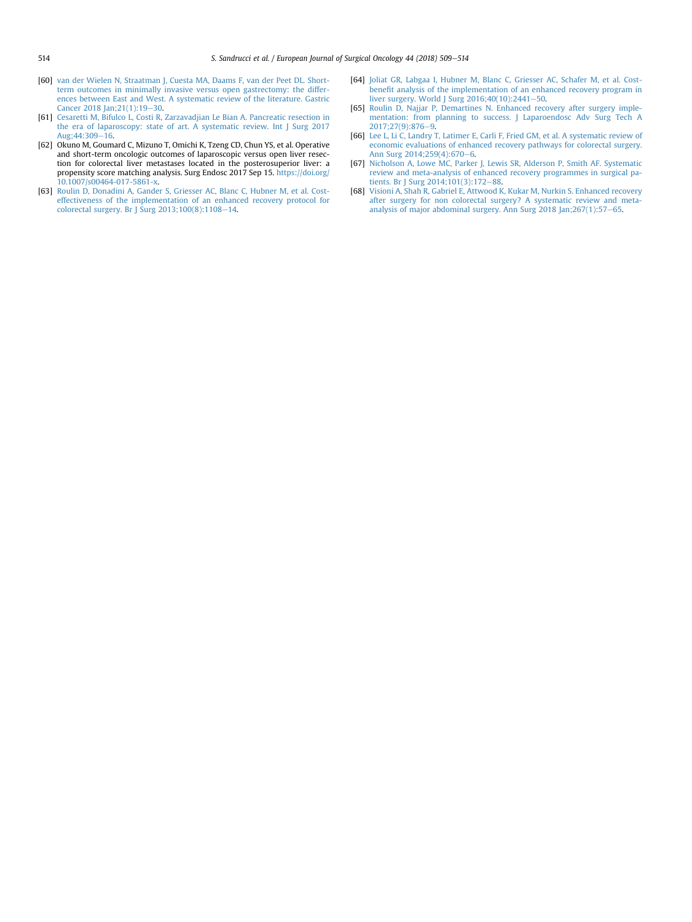[60] van der Wielen N, Straatman J, Cuesta MA, Daams F, van der Peet DL. Short-term outcomes in minimally invasive versus open gastrectomy: the differences between East and West. A systematic review of the literature. Gastric Cancer 2018 Jan;21(1):19–30.

[61] Cesaretti M, Bifulco L, Costi R, Zarzavadjian Le Bian A. Pancreatic resection in the era of laparoscopy: state of art. A systematic review. Int J Surg 2017 Aug;44:309–16.

[62] Okuno M, Goumard C, Mizuno T, Omichi K, Tzeng CD, Chun YS, et al. Operative and short-term oncologic outcomes of laparoscopic versus open liver resection for colorectal liver metastases located in the posterosuperior liver: a propensity score matching analysis. Surg Endosc 2017 Sep 15. https://doi.org/10.1007/s00464-017-5861-x.

[63] Roulin D, Donadini A, Gander S, Griesser AC, Blanc C, Hubner M, et al. Cost-effectiveness of the implementation of an enhanced recovery protocol for colorectal surgery. Br J Surg 2013;100(8):1108–14.

[64] Joliat GR, Labgaa I, Hubner M, Blanc C, Griesser AC, Schafer M, et al. Cost-benefit analysis of the implementation of an enhanced recovery program in liver surgery. World J Surg 2016;40(10):2441–50.

[65] Roulin D, Najjar P, Demartines N. Enhanced recovery after surgery implementation: from planning to success. J Laparoendosc Adv Surg Tech A 2017;27(9):876–9.

[66] Lee L, Li C, Landry T, Latimer E, Carli F, Fried GM, et al. A systematic review of economic evaluations of enhanced recovery pathways for colorectal surgery. Ann Surg 2014;259(4):670–6.

[67] Nicholson A, Lowe MC, Parker J, Lewis SR, Alderson P, Smith AF. Systematic review and meta-analysis of enhanced recovery programmes in surgical patients. Br J Surg 2014;101(3):172–88.

[68] Visioni A, Shah R, Gabriel E, Attwood K, Kukar M, Nurkin S. Enhanced recovery after surgery for non colorectal surgery? A systematic review and meta-analysis of major abdominal surgery. Ann Surg 2018 Jan;267(1):57–65.